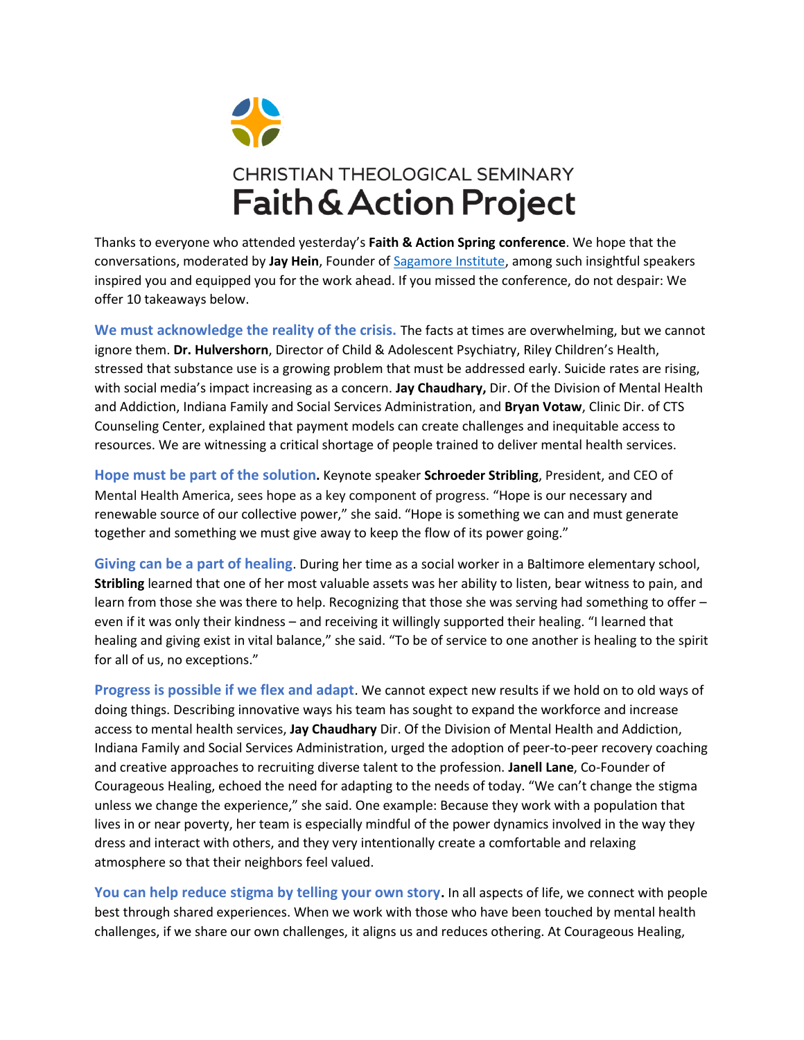CHRISTIAN THEOLOGICAL SEMINARY

# Faith & Action Project

Thanks to everyone who attended yesterday's **Faith & Action Spring conference**. We hope that the conversations, moderated by **Jay Hein**, Founder of Sagamore Institute, among such insightful speakers inspired you and equipped you for the work ahead. If you missed the conference, do not despair: We offer 10 takeaways below.

**We must acknowledge the reality of the crisis.** The facts at times are overwhelming, but we cannot ignore them. **Dr. Hulvershorn**, Director of Child & Adolescent Psychiatry, Riley Children's Health, stressed that substance use is a growing problem that must be addressed early. Suicide rates are rising, with social media's impact increasing as a concern. **Jay Chaudhary,** Dir. Of the Division of Mental Health and Addiction, Indiana Family and Social Services Administration, and **Bryan Votaw**, Clinic Dir. of CTS Counseling Center, explained that payment models can create challenges and inequitable access to resources. We are witnessing a critical shortage of people trained to deliver mental health services.

**Hope must be part of the solution.** Keynote speaker **Schroeder Stribling**, President, and CEO of Mental Health America, sees hope as a key component of progress. "Hope is our necessary and renewable source of our collective power," she said. "Hope is something we can and must generate together and something we must give away to keep the flow of its power going."

**Giving can be a part of healing**. During her time as a social worker in a Baltimore elementary school, **Stribling** learned that one of her most valuable assets was her ability to listen, bear witness to pain, and learn from those she was there to help. Recognizing that those she was serving had something to offer – even if it was only their kindness – and receiving it willingly supported their healing. "I learned that healing and giving exist in vital balance," she said. "To be of service to one another is healing to the spirit for all of us, no exceptions."

**Progress is possible if we flex and adapt**. We cannot expect new results if we hold on to old ways of doing things. Describing innovative ways his team has sought to expand the workforce and increase access to mental health services, **Jay Chaudhary** Dir. Of the Division of Mental Health and Addiction, Indiana Family and Social Services Administration, urged the adoption of peer-to-peer recovery coaching and creative approaches to recruiting diverse talent to the profession. **Janell Lane**, Co-Founder of Courageous Healing, echoed the need for adapting to the needs of today. "We can't change the stigma unless we change the experience," she said. One example: Because they work with a population that lives in or near poverty, her team is especially mindful of the power dynamics involved in the way they dress and interact with others, and they very intentionally create a comfortable and relaxing atmosphere so that their neighbors feel valued.

**You can help reduce stigma by telling your own story.** In all aspects of life, we connect with people best through shared experiences. When we work with those who have been touched by mental health challenges, if we share our own challenges, it aligns us and reduces othering. At Courageous Healing,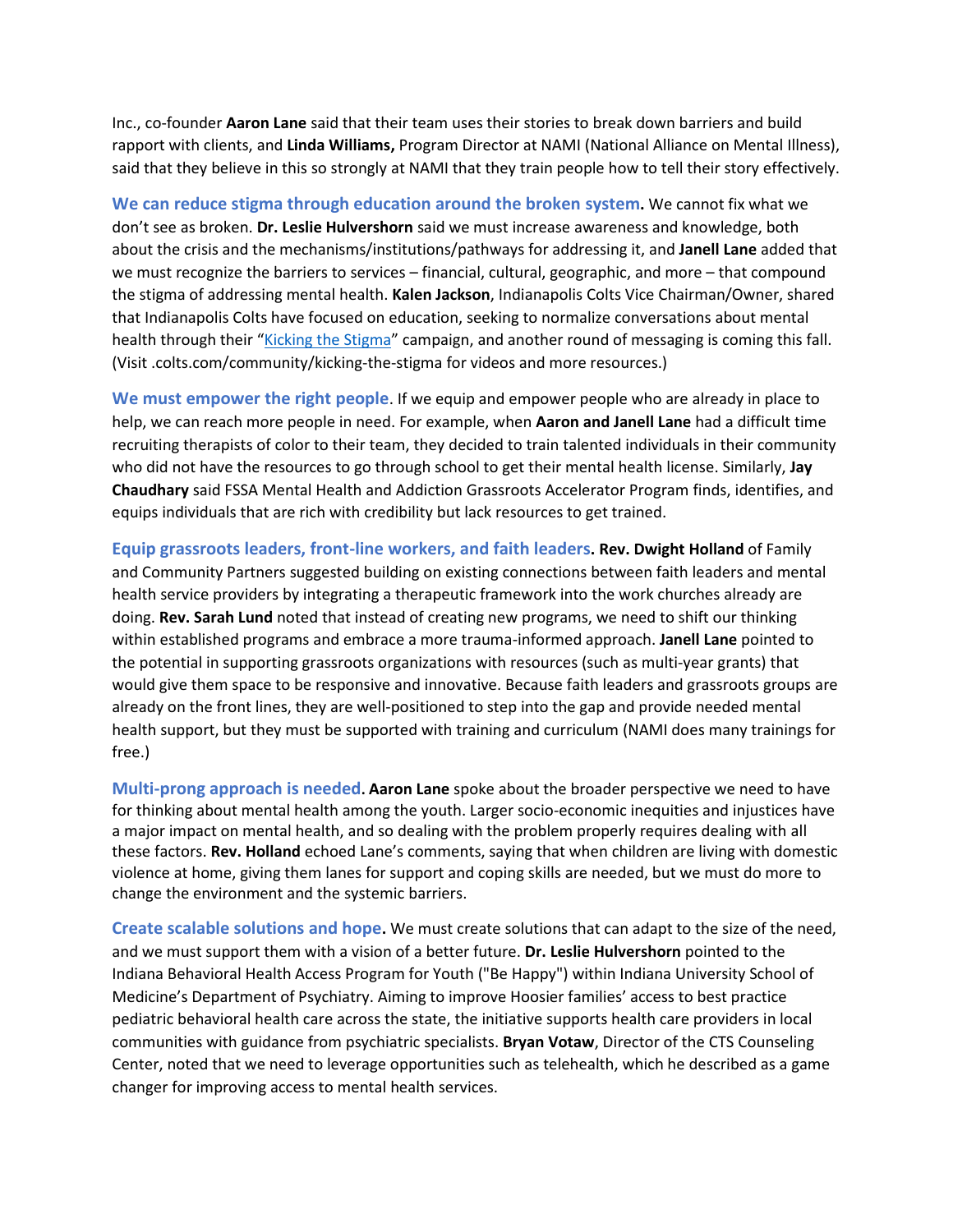Inc., co-founder **Aaron Lane** said that their team uses their stories to break down barriers and build rapport with clients, and **Linda Williams,** Program Director at NAMI (National Alliance on Mental Illness), said that they believe in this so strongly at NAMI that they train people how to tell their story effectively.

**We can reduce stigma through education around the broken system.** We cannot fix what we don't see as broken. **Dr. Leslie Hulvershorn** said we must increase awareness and knowledge, both about the crisis and the mechanisms/institutions/pathways for addressing it, and **Janell Lane** added that we must recognize the barriers to services – financial, cultural, geographic, and more – that compound the stigma of addressing mental health. **Kalen Jackson**, Indianapolis Colts Vice Chairman/Owner, shared that Indianapolis Colts have focused on education, seeking to normalize conversations about mental health through their "Kicking the Stigma" campaign, and another round of messaging is coming this fall. (Visit .colts.com/community/kicking-the-stigma for videos and more resources.)

**We must empower the right people**. If we equip and empower people who are already in place to help, we can reach more people in need. For example, when **Aaron and Janell Lane** had a difficult time recruiting therapists of color to their team, they decided to train talented individuals in their community who did not have the resources to go through school to get their mental health license. Similarly, **Jay Chaudhary** said FSSA Mental Health and Addiction Grassroots Accelerator Program finds, identifies, and equips individuals that are rich with credibility but lack resources to get trained.

**Equip grassroots leaders, front-line workers, and faith leaders. Rev. Dwight Holland** of Family and Community Partners suggested building on existing connections between faith leaders and mental health service providers by integrating a therapeutic framework into the work churches already are doing. **Rev. Sarah Lund** noted that instead of creating new programs, we need to shift our thinking within established programs and embrace a more trauma-informed approach. **Janell Lane** pointed to the potential in supporting grassroots organizations with resources (such as multi-year grants) that would give them space to be responsive and innovative. Because faith leaders and grassroots groups are already on the front lines, they are well-positioned to step into the gap and provide needed mental health support, but they must be supported with training and curriculum (NAMI does many trainings for free.)

**Multi-prong approach is needed. Aaron Lane** spoke about the broader perspective we need to have for thinking about mental health among the youth. Larger socio-economic inequities and injustices have a major impact on mental health, and so dealing with the problem properly requires dealing with all these factors. **Rev. Holland** echoed Lane's comments, saying that when children are living with domestic violence at home, giving them lanes for support and coping skills are needed, but we must do more to change the environment and the systemic barriers.

**Create scalable solutions and hope.** We must create solutions that can adapt to the size of the need, and we must support them with a vision of a better future. **Dr. Leslie Hulvershorn** pointed to the Indiana Behavioral Health Access Program for Youth ("Be Happy") within Indiana University School of Medicine's Department of Psychiatry. Aiming to improve Hoosier families' access to best practice pediatric behavioral health care across the state, the initiative supports health care providers in local communities with guidance from psychiatric specialists. **Bryan Votaw**, Director of the CTS Counseling Center, noted that we need to leverage opportunities such as telehealth, which he described as a game changer for improving access to mental health services.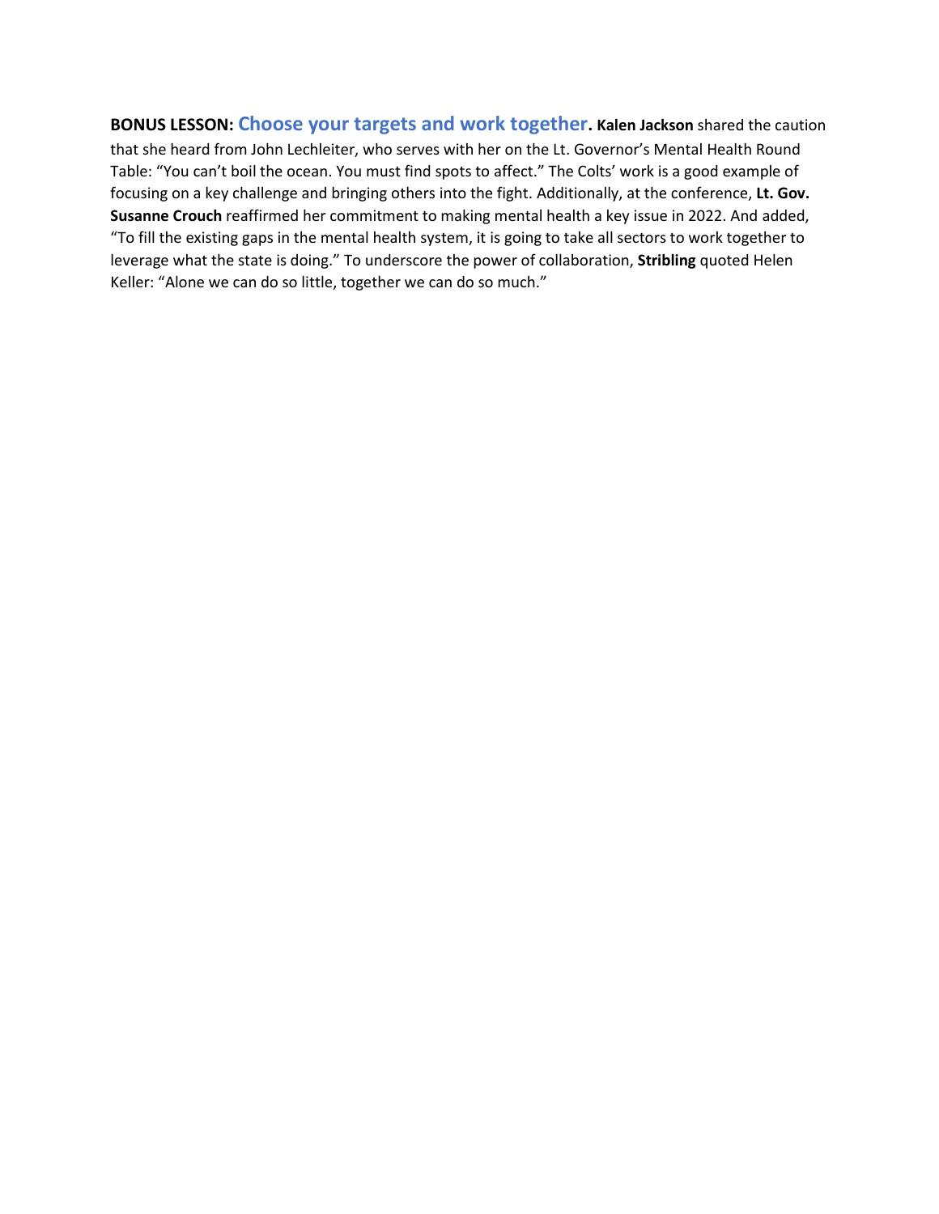**BONUS LESSON:** **Choose your targets and work together.** **Kalen Jackson** shared the caution that she heard from John Lechleiter, who serves with her on the Lt. Governor's Mental Health Round Table: "You can't boil the ocean. You must find spots to affect." The Colts' work is a good example of focusing on a key challenge and bringing others into the fight. Additionally, at the conference, **Lt. Gov. Susanne Crouch** reaffirmed her commitment to making mental health a key issue in 2022. And added, "To fill the existing gaps in the mental health system, it is going to take all sectors to work together to leverage what the state is doing." To underscore the power of collaboration, **Stribling** quoted Helen Keller: "Alone we can do so little, together we can do so much."